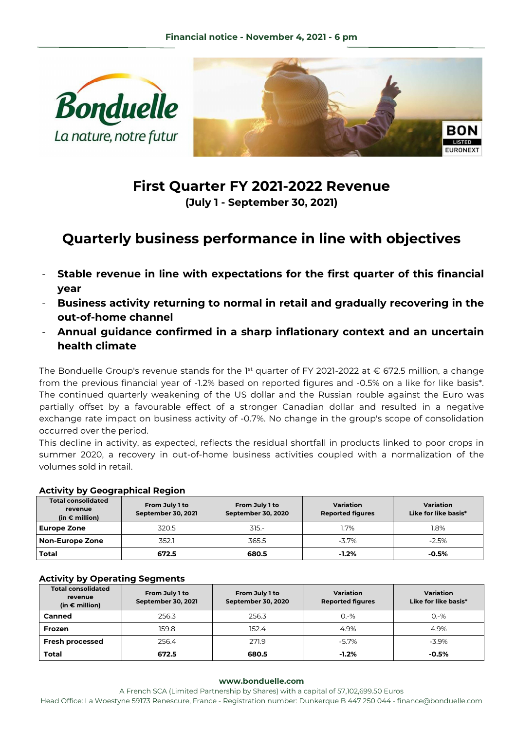Financial notice - November 4, 2021 - 6 pm

# First Quarter FY 2021-2022 Revenue

**(July 1 - September 30, 2021)**

## Quarterly business performance in line with objectives

- **Stable revenue in line with expectations for the first quarter of this financial year**
- **Business activity returning to normal in retail and gradually recovering in the out-of-home channel**
- **Annual guidance confirmed in a sharp inflationary context and an uncertain health climate**

The Bonduelle Group's revenue stands for the 1st quarter of FY 2021-2022 at € 672.5 million, a change from the previous financial year of -1.2% based on reported figures and -0.5% on a like for like basis*. The continued quarterly weakening of the US dollar and the Russian rouble against the Euro was partially offset by a favourable effect of a stronger Canadian dollar and resulted in a negative exchange rate impact on business activity of -0.7%. No change in the group's scope of consolidation occurred over the period.

This decline in activity, as expected, reflects the residual shortfall in products linked to poor crops in summer 2020, a recovery in out-of-home business activities coupled with a normalization of the volumes sold in retail.

### Activity by Geographical Region

| Total consolidated revenue (in € million) | From July 1 to September 30, 2021 | From July 1 to September 30, 2020 | Variation Reported figures | Variation Like for like basis* |
|---|---|---|---|---|
| **Europe Zone** | 320.5 | 315.- | 1.7% | 1.8% |
| **Non-Europe Zone** | 352.1 | 365.5 | -3.7% | -2.5% |
| **Total** | **672.5** | **680.5** | **-1.2%** | **-0.5%** |

### Activity by Operating Segments

| Total consolidated revenue (in € million) | From July 1 to September 30, 2021 | From July 1 to September 30, 2020 | Variation Reported figures | Variation Like for like basis* |
|---|---|---|---|---|
| **Canned** | 256.3 | 256.3 | 0.-% | 0.-% |
| **Frozen** | 159.8 | 152.4 | 4.9% | 4.9% |
| **Fresh processed** | 256.4 | 271.9 | -5.7% | -3.9% |
| **Total** | **672.5** | **680.5** | **-1.2%** | **-0.5%** |

**www.bonduelle.com**

A French SCA (Limited Partnership by Shares) with a capital of 57,102,699.50 Euros

Head Office: La Woestyne 59173 Renescure, France - Registration number: Dunkerque B 447 250 044 - finance@bonduelle.com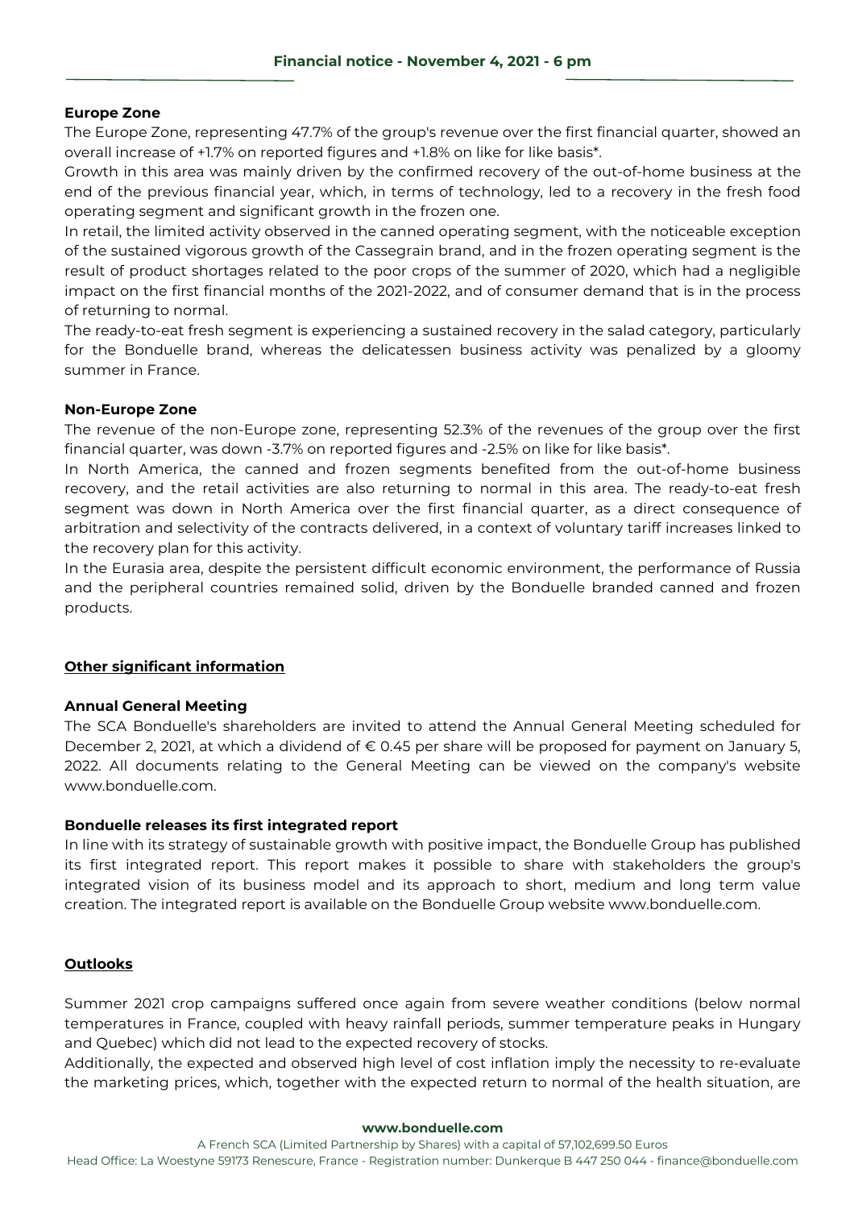**Europe Zone**

The Europe Zone, representing 47.7% of the group's revenue over the first financial quarter, showed an overall increase of +1.7% on reported figures and +1.8% on like for like basis*.

Growth in this area was mainly driven by the confirmed recovery of the out-of-home business at the end of the previous financial year, which, in terms of technology, led to a recovery in the fresh food operating segment and significant growth in the frozen one.

In retail, the limited activity observed in the canned operating segment, with the noticeable exception of the sustained vigorous growth of the Cassegrain brand, and in the frozen operating segment is the result of product shortages related to the poor crops of the summer of 2020, which had a negligible impact on the first financial months of the 2021-2022, and of consumer demand that is in the process of returning to normal.

The ready-to-eat fresh segment is experiencing a sustained recovery in the salad category, particularly for the Bonduelle brand, whereas the delicatessen business activity was penalized by a gloomy summer in France.

**Non-Europe Zone**

The revenue of the non-Europe zone, representing 52.3% of the revenues of the group over the first financial quarter, was down -3.7% on reported figures and -2.5% on like for like basis*.

In North America, the canned and frozen segments benefited from the out-of-home business recovery, and the retail activities are also returning to normal in this area. The ready-to-eat fresh segment was down in North America over the first financial quarter, as a direct consequence of arbitration and selectivity of the contracts delivered, in a context of voluntary tariff increases linked to the recovery plan for this activity.

In the Eurasia area, despite the persistent difficult economic environment, the performance of Russia and the peripheral countries remained solid, driven by the Bonduelle branded canned and frozen products.

## Other significant information

**Annual General Meeting**

The SCA Bonduelle's shareholders are invited to attend the Annual General Meeting scheduled for December 2, 2021, at which a dividend of € 0.45 per share will be proposed for payment on January 5, 2022. All documents relating to the General Meeting can be viewed on the company's website www.bonduelle.com.

**Bonduelle releases its first integrated report**

In line with its strategy of sustainable growth with positive impact, the Bonduelle Group has published its first integrated report. This report makes it possible to share with stakeholders the group's integrated vision of its business model and its approach to short, medium and long term value creation. The integrated report is available on the Bonduelle Group website www.bonduelle.com.

## Outlooks

Summer 2021 crop campaigns suffered once again from severe weather conditions (below normal temperatures in France, coupled with heavy rainfall periods, summer temperature peaks in Hungary and Quebec) which did not lead to the expected recovery of stocks.

Additionally, the expected and observed high level of cost inflation imply the necessity to re-evaluate the marketing prices, which, together with the expected return to normal of the health situation, are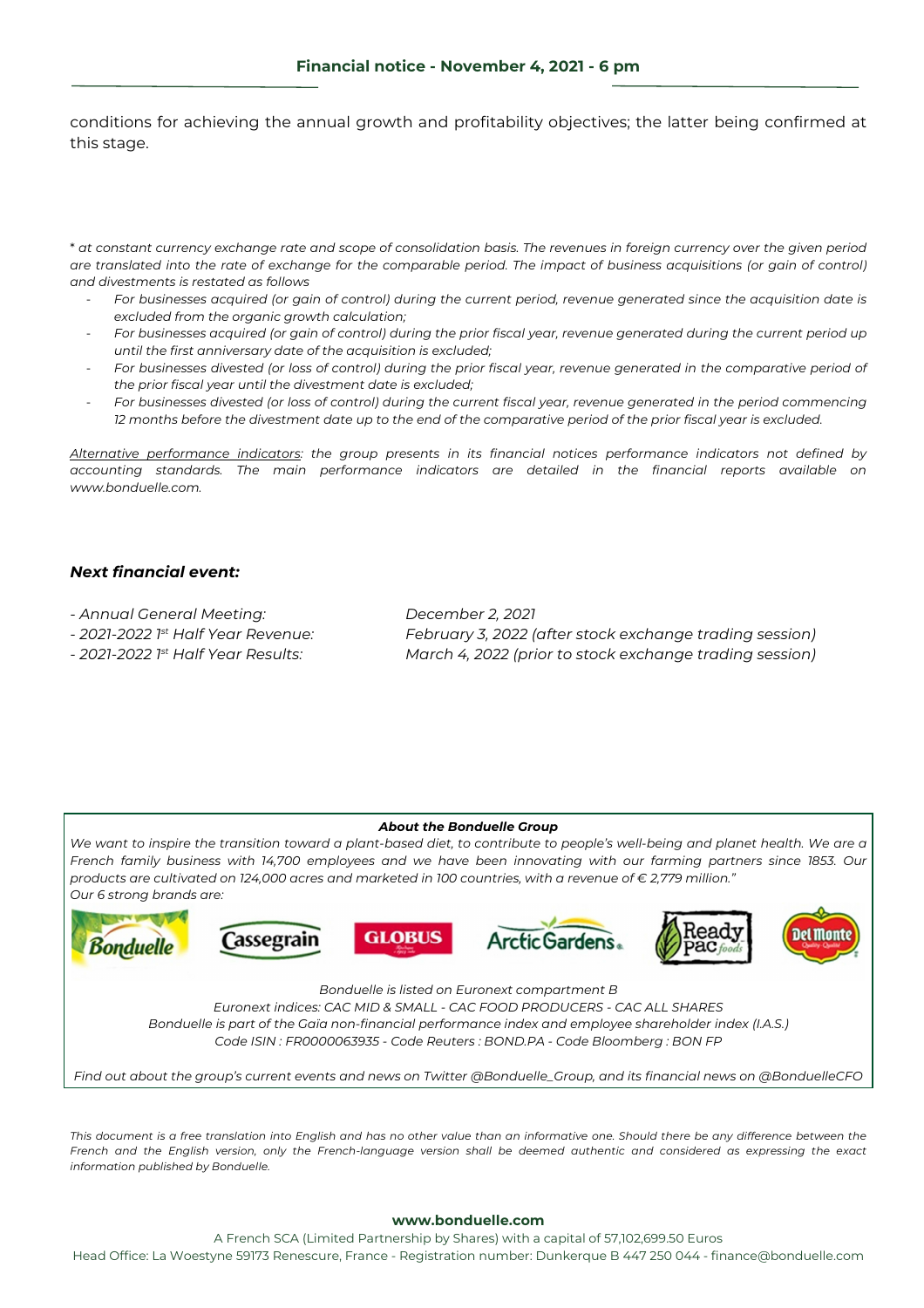conditions for achieving the annual growth and profitability objectives; the latter being confirmed at this stage.

*\* at constant currency exchange rate and scope of consolidation basis. The revenues in foreign currency over the given period are translated into the rate of exchange for the comparable period. The impact of business acquisitions (or gain of control) and divestments is restated as follows*

- *For businesses acquired (or gain of control) during the current period, revenue generated since the acquisition date is excluded from the organic growth calculation;*
- *For businesses acquired (or gain of control) during the prior fiscal year, revenue generated during the current period up until the first anniversary date of the acquisition is excluded;*
- *For businesses divested (or loss of control) during the prior fiscal year, revenue generated in the comparative period of the prior fiscal year until the divestment date is excluded;*
- *For businesses divested (or loss of control) during the current fiscal year, revenue generated in the period commencing 12 months before the divestment date up to the end of the comparative period of the prior fiscal year is excluded.*

*Alternative performance indicators: the group presents in its financial notices performance indicators not defined by accounting standards. The main performance indicators are detailed in the financial reports available on www.bonduelle.com.*

### ***Next financial event:***

| | |
|---|---|
| *- Annual General Meeting:* | *December 2, 2021* |
| *- 2021-2022 1st Half Year Revenue:* | *February 3, 2022 (after stock exchange trading session)* |
| *- 2021-2022 1st Half Year Results:* | *March 4, 2022 (prior to stock exchange trading session)* |

***About the Bonduelle Group***

*We want to inspire the transition toward a plant-based diet, to contribute to people's well-being and planet health. We are a French family business with 14,700 employees and we have been innovating with our farming partners since 1853. Our products are cultivated on 124,000 acres and marketed in 100 countries, with a revenue of € 2,779 million."*
*Our 6 strong brands are:*

Bonduelle · Cassegrain · GLOBUS · Arctic Gardens · Ready Pac foods · Del Monte

*Bonduelle is listed on Euronext compartment B*
*Euronext indices: CAC MID & SMALL - CAC FOOD PRODUCERS - CAC ALL SHARES*
*Bonduelle is part of the Gaïa non-financial performance index and employee shareholder index (I.A.S.)*
*Code ISIN : FR0000063935 - Code Reuters : BOND.PA - Code Bloomberg : BON FP*

*Find out about the group's current events and news on Twitter @Bonduelle_Group, and its financial news on @BonduelleCFO*

*This document is a free translation into English and has no other value than an informative one. Should there be any difference between the French and the English version, only the French-language version shall be deemed authentic and considered as expressing the exact information published by Bonduelle.*

**www.bonduelle.com**
A French SCA (Limited Partnership by Shares) with a capital of 57,102,699.50 Euros
Head Office: La Woestyne 59173 Renescure, France - Registration number: Dunkerque B 447 250 044 - finance@bonduelle.com